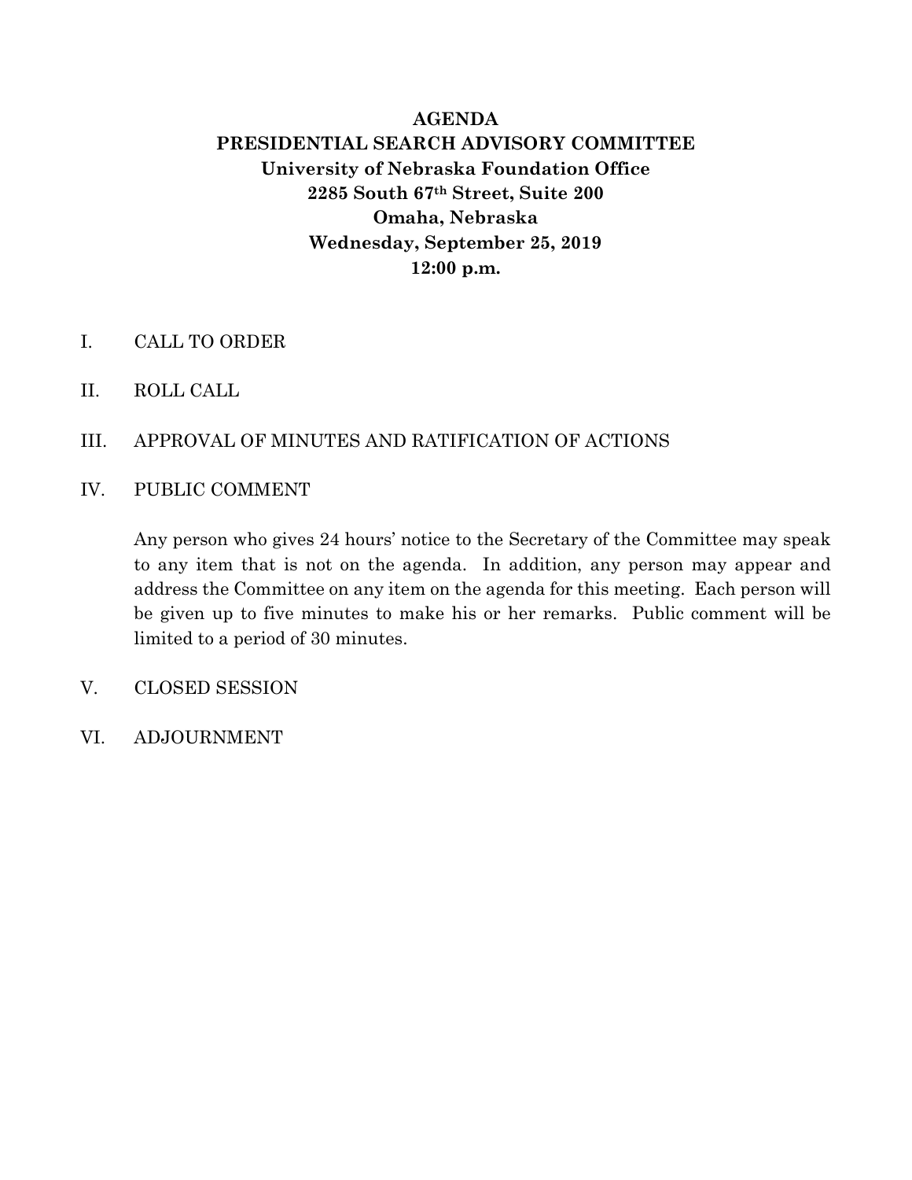# AGENDA
## PRESIDENTIAL SEARCH ADVISORY COMMITTEE
**University of Nebraska Foundation Office**
**2285 South 67th Street, Suite 200**
**Omaha, Nebraska**
**Wednesday, September 25, 2019**
**12:00 p.m.**

I. CALL TO ORDER

II. ROLL CALL

III. APPROVAL OF MINUTES AND RATIFICATION OF ACTIONS

IV. PUBLIC COMMENT

Any person who gives 24 hours' notice to the Secretary of the Committee may speak to any item that is not on the agenda. In addition, any person may appear and address the Committee on any item on the agenda for this meeting. Each person will be given up to five minutes to make his or her remarks. Public comment will be limited to a period of 30 minutes.

V. CLOSED SESSION

VI. ADJOURNMENT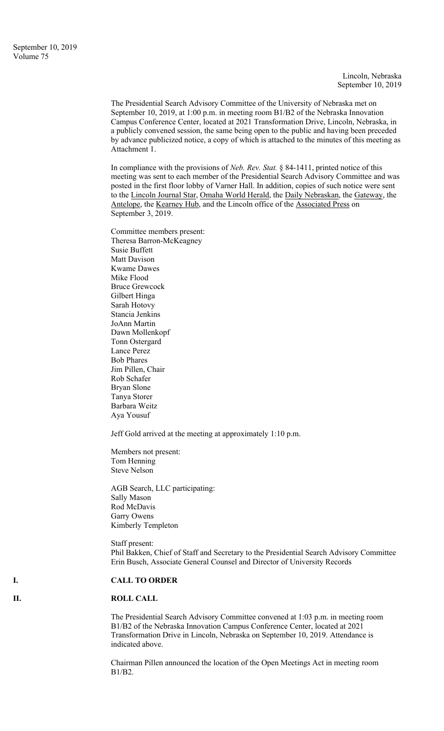Lincoln, Nebraska
September 10, 2019

The Presidential Search Advisory Committee of the University of Nebraska met on September 10, 2019, at 1:00 p.m. in meeting room B1/B2 of the Nebraska Innovation Campus Conference Center, located at 2021 Transformation Drive, Lincoln, Nebraska, in a publicly convened session, the same being open to the public and having been preceded by advance publicized notice, a copy of which is attached to the minutes of this meeting as Attachment 1.

In compliance with the provisions of *Neb. Rev. Stat.* § 84-1411, printed notice of this meeting was sent to each member of the Presidential Search Advisory Committee and was posted in the first floor lobby of Varner Hall. In addition, copies of such notice were sent to the Lincoln Journal Star, Omaha World Herald, the Daily Nebraskan, the Gateway, the Antelope, the Kearney Hub, and the Lincoln office of the Associated Press on September 3, 2019.

Committee members present:
Theresa Barron-McKeagney
Susie Buffett
Matt Davison
Kwame Dawes
Mike Flood
Bruce Grewcock
Gilbert Hinga
Sarah Hotovy
Stancia Jenkins
JoAnn Martin
Dawn Mollenkopf
Tonn Ostergard
Lance Perez
Bob Phares
Jim Pillen, Chair
Rob Schafer
Bryan Slone
Tanya Storer
Barbara Weitz
Aya Yousuf

Jeff Gold arrived at the meeting at approximately 1:10 p.m.

Members not present:
Tom Henning
Steve Nelson

AGB Search, LLC participating:
Sally Mason
Rod McDavis
Garry Owens
Kimberly Templeton

Staff present:
Phil Bakken, Chief of Staff and Secretary to the Presidential Search Advisory Committee
Erin Busch, Associate General Counsel and Director of University Records

## I. CALL TO ORDER

## II. ROLL CALL

The Presidential Search Advisory Committee convened at 1:03 p.m. in meeting room B1/B2 of the Nebraska Innovation Campus Conference Center, located at 2021 Transformation Drive in Lincoln, Nebraska on September 10, 2019. Attendance is indicated above.

Chairman Pillen announced the location of the Open Meetings Act in meeting room B1/B2.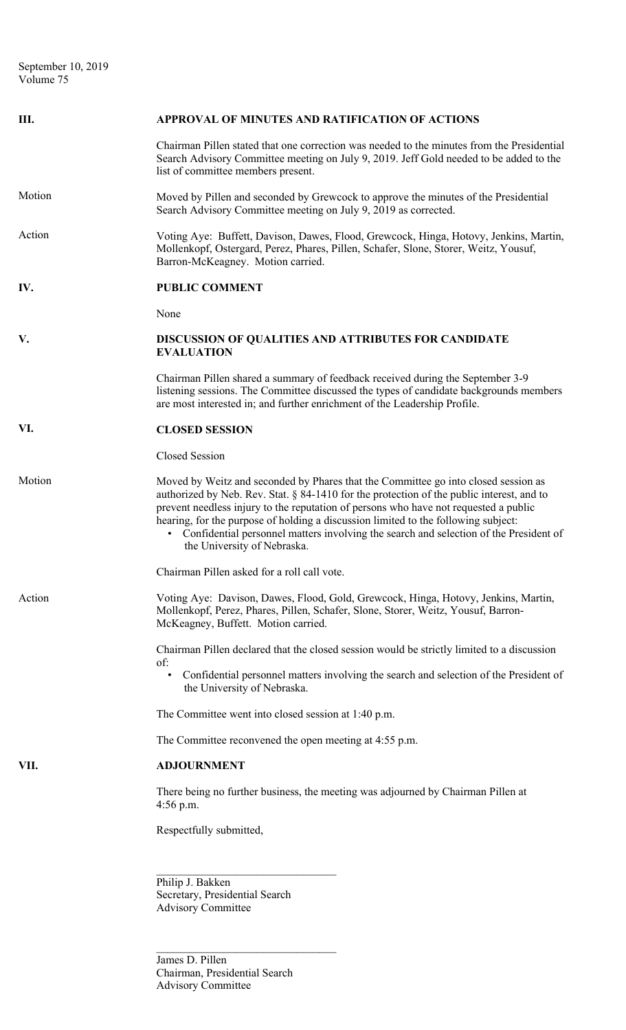## III. APPROVAL OF MINUTES AND RATIFICATION OF ACTIONS

Chairman Pillen stated that one correction was needed to the minutes from the Presidential Search Advisory Committee meeting on July 9, 2019. Jeff Gold needed to be added to the list of committee members present.

**Motion** Moved by Pillen and seconded by Grewcock to approve the minutes of the Presidential Search Advisory Committee meeting on July 9, 2019 as corrected.

**Action** Voting Aye: Buffett, Davison, Dawes, Flood, Grewcock, Hinga, Hotovy, Jenkins, Martin, Mollenkopf, Ostergard, Perez, Phares, Pillen, Schafer, Slone, Storer, Weitz, Yousuf, Barron-McKeagney. Motion carried.

## IV. PUBLIC COMMENT

None

## V. DISCUSSION OF QUALITIES AND ATTRIBUTES FOR CANDIDATE EVALUATION

Chairman Pillen shared a summary of feedback received during the September 3-9 listening sessions. The Committee discussed the types of candidate backgrounds members are most interested in; and further enrichment of the Leadership Profile.

## VI. CLOSED SESSION

Closed Session

**Motion** Moved by Weitz and seconded by Phares that the Committee go into closed session as authorized by Neb. Rev. Stat. § 84-1410 for the protection of the public interest, and to prevent needless injury to the reputation of persons who have not requested a public hearing, for the purpose of holding a discussion limited to the following subject:

- Confidential personnel matters involving the search and selection of the President of the University of Nebraska.

Chairman Pillen asked for a roll call vote.

**Action** Voting Aye: Davison, Dawes, Flood, Gold, Grewcock, Hinga, Hotovy, Jenkins, Martin, Mollenkopf, Perez, Phares, Pillen, Schafer, Slone, Storer, Weitz, Yousuf, Barron-McKeagney, Buffett. Motion carried.

Chairman Pillen declared that the closed session would be strictly limited to a discussion of:

- Confidential personnel matters involving the search and selection of the President of the University of Nebraska.

The Committee went into closed session at 1:40 p.m.

The Committee reconvened the open meeting at 4:55 p.m.

## VII. ADJOURNMENT

There being no further business, the meeting was adjourned by Chairman Pillen at 4:56 p.m.

Respectfully submitted,

\_\_\_\_\_\_\_\_\_\_\_\_\_\_\_\_\_\_\_\_\_\_\_\_\_\_\_\_\_\_\_\_

Philip J. Bakken
Secretary, Presidential Search
Advisory Committee

\_\_\_\_\_\_\_\_\_\_\_\_\_\_\_\_\_\_\_\_\_\_\_\_\_\_\_\_\_\_\_\_

James D. Pillen
Chairman, Presidential Search
Advisory Committee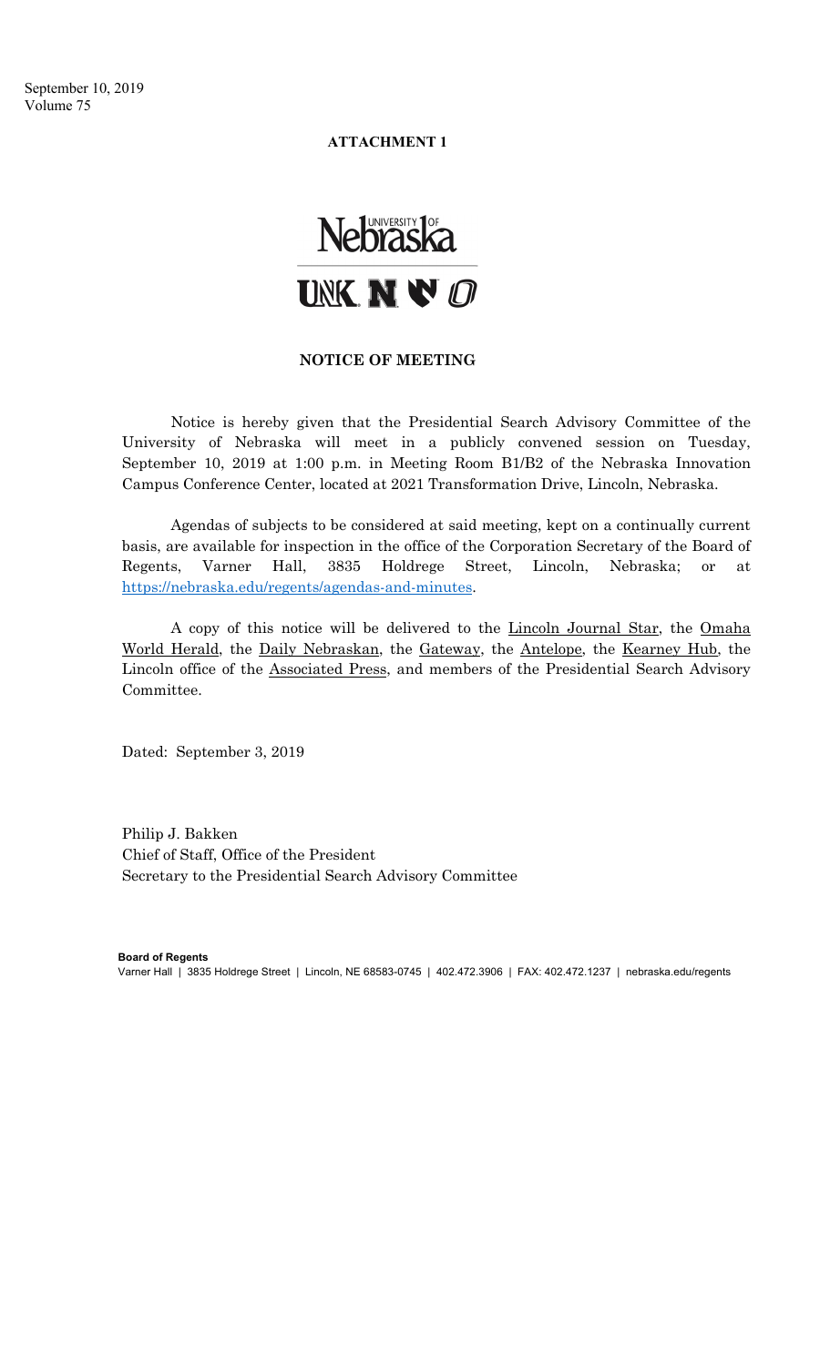**ATTACHMENT 1**

**NOTICE OF MEETING**

Notice is hereby given that the Presidential Search Advisory Committee of the University of Nebraska will meet in a publicly convened session on Tuesday, September 10, 2019 at 1:00 p.m. in Meeting Room B1/B2 of the Nebraska Innovation Campus Conference Center, located at 2021 Transformation Drive, Lincoln, Nebraska.

Agendas of subjects to be considered at said meeting, kept on a continually current basis, are available for inspection in the office of the Corporation Secretary of the Board of Regents, Varner Hall, 3835 Holdrege Street, Lincoln, Nebraska; or at https://nebraska.edu/regents/agendas-and-minutes.

A copy of this notice will be delivered to the Lincoln Journal Star, the Omaha World Herald, the Daily Nebraskan, the Gateway, the Antelope, the Kearney Hub, the Lincoln office of the Associated Press, and members of the Presidential Search Advisory Committee.

Dated: September 3, 2019

Philip J. Bakken
Chief of Staff, Office of the President
Secretary to the Presidential Search Advisory Committee

**Board of Regents**
Varner Hall | 3835 Holdrege Street | Lincoln, NE 68583-0745 | 402.472.3906 | FAX: 402.472.1237 | nebraska.edu/regents